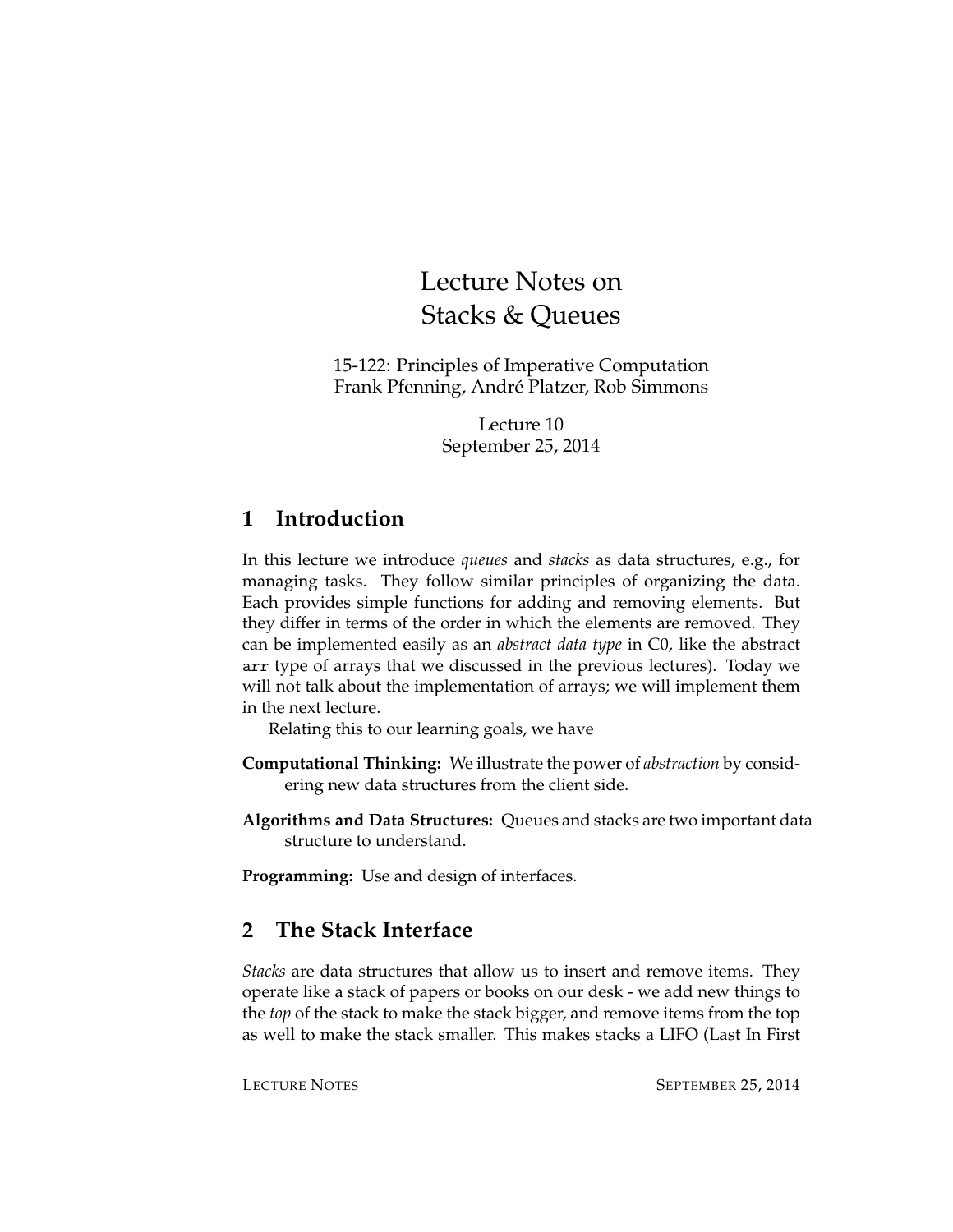# Lecture Notes on Stacks & Queues

15-122: Principles of Imperative Computation
Frank Pfenning, André Platzer, Rob Simmons

Lecture 10
September 25, 2014

## 1 Introduction

In this lecture we introduce *queues* and *stacks* as data structures, e.g., for managing tasks. They follow similar principles of organizing the data. Each provides simple functions for adding and removing elements. But they differ in terms of the order in which the elements are removed. They can be implemented easily as an *abstract data type* in C0, like the abstract `arr` type of arrays that we discussed in the previous lectures). Today we will not talk about the implementation of arrays; we will implement them in the next lecture.

Relating this to our learning goals, we have

**Computational Thinking:** We illustrate the power of *abstraction* by considering new data structures from the client side.

**Algorithms and Data Structures:** Queues and stacks are two important data structure to understand.

**Programming:** Use and design of interfaces.

## 2 The Stack Interface

*Stacks* are data structures that allow us to insert and remove items. They operate like a stack of papers or books on our desk - we add new things to the *top* of the stack to make the stack bigger, and remove items from the top as well to make the stack smaller. This makes stacks a LIFO (Last In First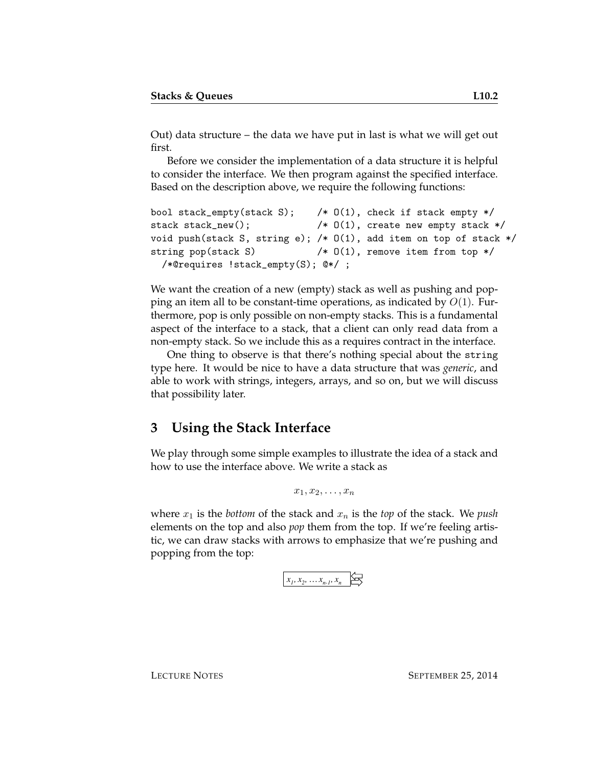Out) data structure – the data we have put in last is what we will get out first.

Before we consider the implementation of a data structure it is helpful to consider the interface. We then program against the specified interface. Based on the description above, we require the following functions:

```
bool stack_empty(stack S);    /* O(1), check if stack empty */
stack stack_new();            /* O(1), create new empty stack */
void push(stack S, string e); /* O(1), add item on top of stack */
string pop(stack S)           /* O(1), remove item from top */
  /*@requires !stack_empty(S); @*/ ;
```

We want the creation of a new (empty) stack as well as pushing and popping an item all to be constant-time operations, as indicated by $O(1)$. Furthermore, pop is only possible on non-empty stacks. This is a fundamental aspect of the interface to a stack, that a client can only read data from a non-empty stack. So we include this as a requires contract in the interface.

One thing to observe is that there's nothing special about the `string` type here. It would be nice to have a data structure that was *generic*, and able to work with strings, integers, arrays, and so on, but we will discuss that possibility later.

## 3 Using the Stack Interface

We play through some simple examples to illustrate the idea of a stack and how to use the interface above. We write a stack as

$$x_1, x_2, \ldots, x_n$$

where $x_1$ is the *bottom* of the stack and $x_n$ is the *top* of the stack. We *push* elements on the top and also *pop* them from the top. If we're feeling artistic, we can draw stacks with arrows to emphasize that we're pushing and popping from the top:

$x_1, x_2, \ldots x_{n-1}, x_n$ ⇆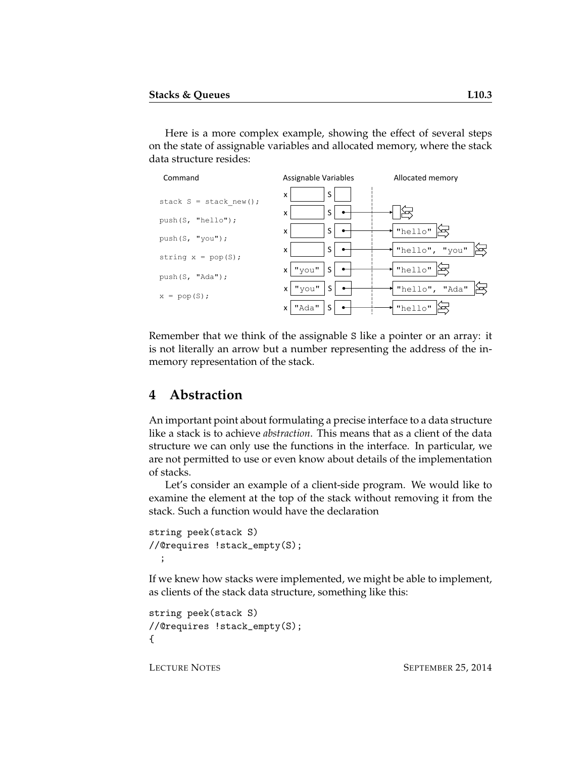Here is a more complex example, showing the effect of several steps on the state of assignable variables and allocated memory, where the stack data structure resides:

| Command | Assignable Variables | | Allocated memory |
|---|---|---|---|
| | x | S | |
| `stack S = stack_new();` | x | S → | (empty stack) |
| `push(S, "hello");` | x | S → | "hello" |
| `push(S, "you");` | x | S → | "hello", "you" |
| `string x = pop(S);` | x "you" | S → | "hello" |
| `push(S, "Ada");` | x "you" | S → | "hello", "Ada" |
| `x = pop(S);` | x "Ada" | S → | "hello" |

Remember that we think of the assignable S like a pointer or an array: it is not literally an arrow but a number representing the address of the in-memory representation of the stack.

## 4 Abstraction

An important point about formulating a precise interface to a data structure like a stack is to achieve *abstraction*. This means that as a client of the data structure we can only use the functions in the interface. In particular, we are not permitted to use or even know about details of the implementation of stacks.

Let's consider an example of a client-side program. We would like to examine the element at the top of the stack without removing it from the stack. Such a function would have the declaration

```
string peek(stack S)
//@requires !stack_empty(S);
  ;
```

If we knew how stacks were implemented, we might be able to implement, as clients of the stack data structure, something like this:

```
string peek(stack S)
//@requires !stack_empty(S);
{
```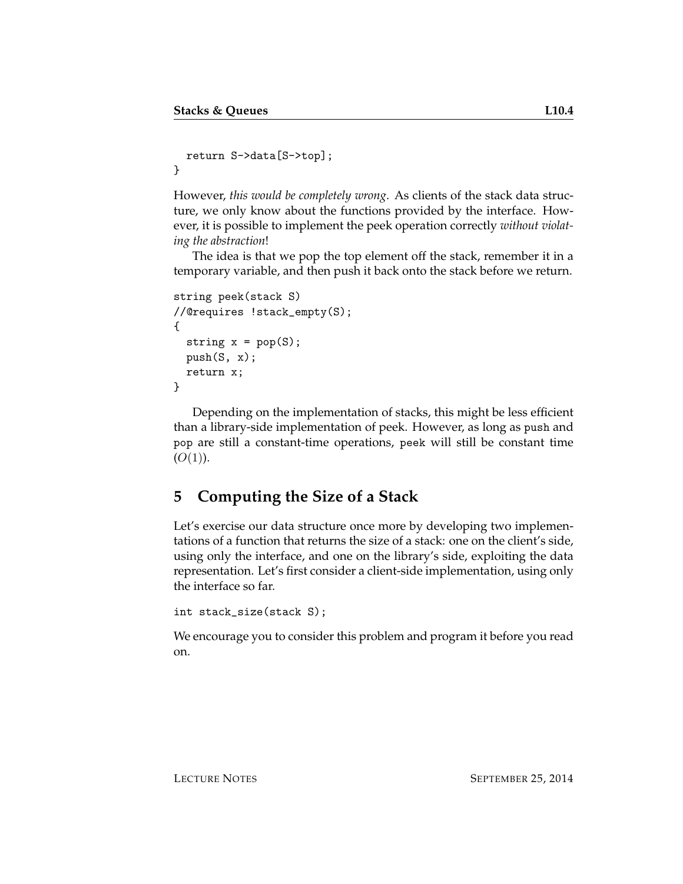```
  return S->data[S->top];
}
```

However, *this would be completely wrong*. As clients of the stack data structure, we only know about the functions provided by the interface. However, it is possible to implement the peek operation correctly *without violating the abstraction*!

The idea is that we pop the top element off the stack, remember it in a temporary variable, and then push it back onto the stack before we return.

```
string peek(stack S)
//@requires !stack_empty(S);
{
  string x = pop(S);
  push(S, x);
  return x;
}
```

Depending on the implementation of stacks, this might be less efficient than a library-side implementation of peek. However, as long as push and pop are still a constant-time operations, peek will still be constant time ($O(1)$).

## 5 Computing the Size of a Stack

Let's exercise our data structure once more by developing two implementations of a function that returns the size of a stack: one on the client's side, using only the interface, and one on the library's side, exploiting the data representation. Let's first consider a client-side implementation, using only the interface so far.

```
int stack_size(stack S);
```

We encourage you to consider this problem and program it before you read on.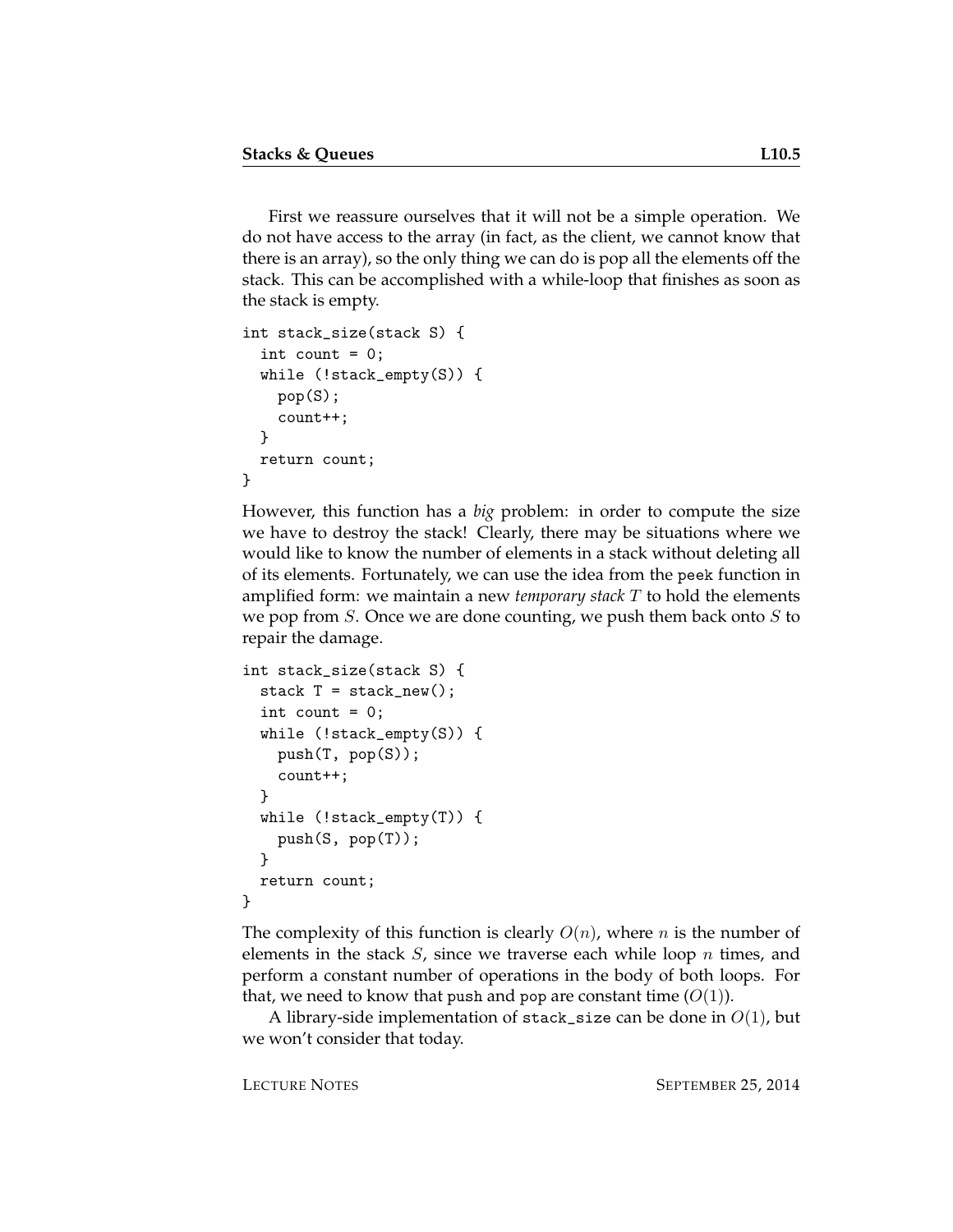First we reassure ourselves that it will not be a simple operation. We do not have access to the array (in fact, as the client, we cannot know that there is an array), so the only thing we can do is pop all the elements off the stack. This can be accomplished with a while-loop that finishes as soon as the stack is empty.

```
int stack_size(stack S) {
  int count = 0;
  while (!stack_empty(S)) {
    pop(S);
    count++;
  }
  return count;
}
```

However, this function has a *big* problem: in order to compute the size we have to destroy the stack! Clearly, there may be situations where we would like to know the number of elements in a stack without deleting all of its elements. Fortunately, we can use the idea from the `peek` function in amplified form: we maintain a new *temporary stack* $T$ to hold the elements we pop from $S$. Once we are done counting, we push them back onto $S$ to repair the damage.

```
int stack_size(stack S) {
  stack T = stack_new();
  int count = 0;
  while (!stack_empty(S)) {
    push(T, pop(S));
    count++;
  }
  while (!stack_empty(T)) {
    push(S, pop(T));
  }
  return count;
}
```

The complexity of this function is clearly $O(n)$, where $n$ is the number of elements in the stack $S$, since we traverse each while loop $n$ times, and perform a constant number of operations in the body of both loops. For that, we need to know that `push` and `pop` are constant time ($O(1)$).

A library-side implementation of `stack_size` can be done in $O(1)$, but we won't consider that today.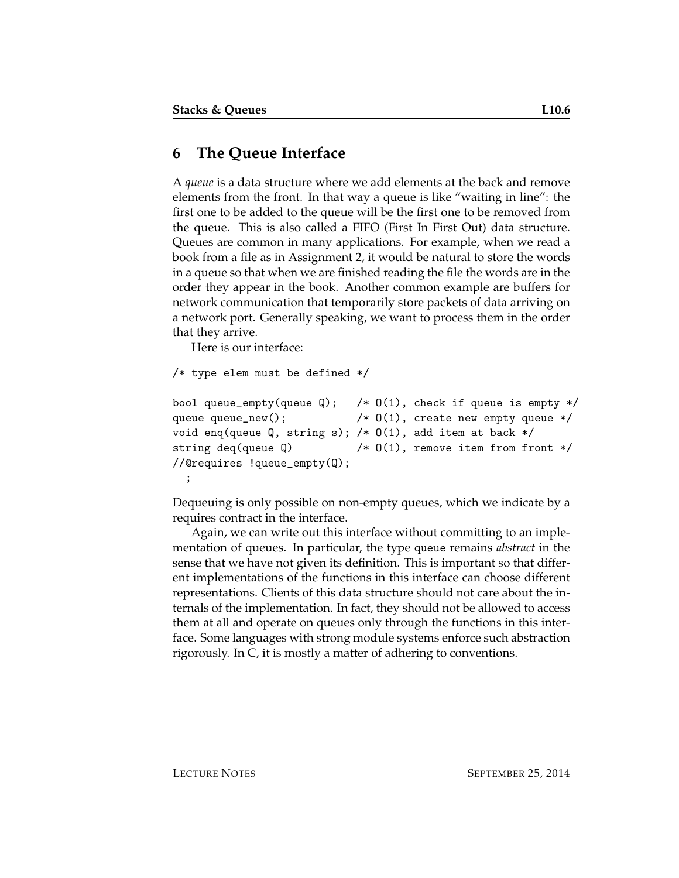## 6 The Queue Interface

A *queue* is a data structure where we add elements at the back and remove elements from the front. In that way a queue is like "waiting in line": the first one to be added to the queue will be the first one to be removed from the queue. This is also called a FIFO (First In First Out) data structure. Queues are common in many applications. For example, when we read a book from a file as in Assignment 2, it would be natural to store the words in a queue so that when we are finished reading the file the words are in the order they appear in the book. Another common example are buffers for network communication that temporarily store packets of data arriving on a network port. Generally speaking, we want to process them in the order that they arrive.

Here is our interface:

```
/* type elem must be defined */

bool queue_empty(queue Q);   /* O(1), check if queue is empty */
queue queue_new();           /* O(1), create new empty queue */
void enq(queue Q, string s); /* O(1), add item at back */
string deq(queue Q)          /* O(1), remove item from front */
//@requires !queue_empty(Q);
  ;
```

Dequeuing is only possible on non-empty queues, which we indicate by a requires contract in the interface.

Again, we can write out this interface without committing to an implementation of queues. In particular, the type queue remains *abstract* in the sense that we have not given its definition. This is important so that different implementations of the functions in this interface can choose different representations. Clients of this data structure should not care about the internals of the implementation. In fact, they should not be allowed to access them at all and operate on queues only through the functions in this interface. Some languages with strong module systems enforce such abstraction rigorously. In C, it is mostly a matter of adhering to conventions.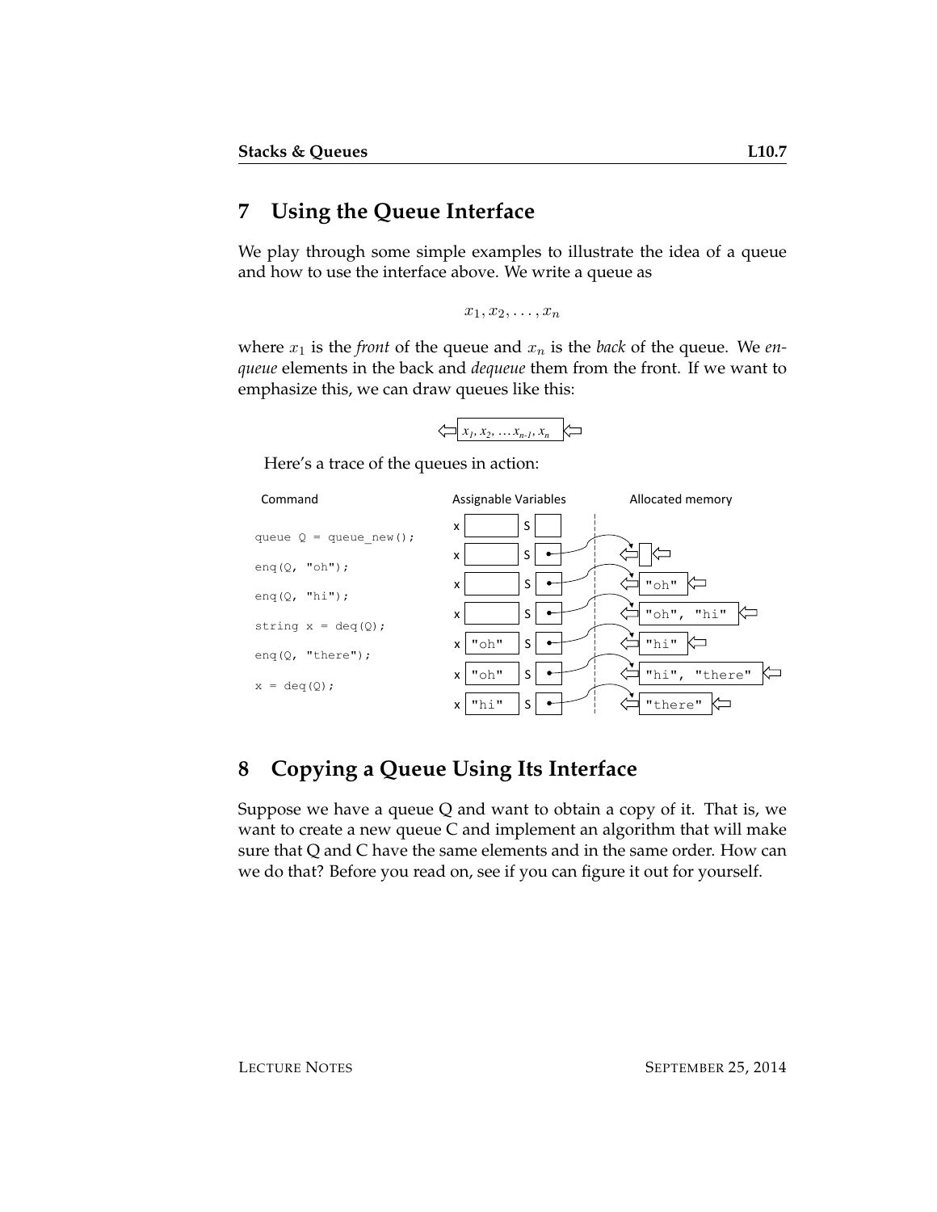## 7 Using the Queue Interface

We play through some simple examples to illustrate the idea of a queue and how to use the interface above. We write a queue as

$$x_1, x_2, \ldots, x_n$$

where $x_1$ is the *front* of the queue and $x_n$ is the *back* of the queue. We *enqueue* elements in the back and *dequeue* them from the front. If we want to emphasize this, we can draw queues like this:

$$\Leftarrow \boxed{x_1, x_2, \ldots x_{n-1}, x_n} \Leftarrow$$

Here's a trace of the queues in action:

| Command | Assignable Variables | | Allocated memory |
| --- | --- | --- | --- |
| | x | S | |
| `queue Q = queue_new();` | x | S • | (empty queue) |
| `enq(Q, "oh");` | x | S • | "oh" |
| `enq(Q, "hi");` | x | S • | "oh", "hi" |
| `string x = deq(Q);` | x "oh" | S • | "hi" |
| `enq(Q, "there");` | x "oh" | S • | "hi", "there" |
| `x = deq(Q);` | x "hi" | S • | "there" |

## 8 Copying a Queue Using Its Interface

Suppose we have a queue Q and want to obtain a copy of it. That is, we want to create a new queue C and implement an algorithm that will make sure that Q and C have the same elements and in the same order. How can we do that? Before you read on, see if you can figure it out for yourself.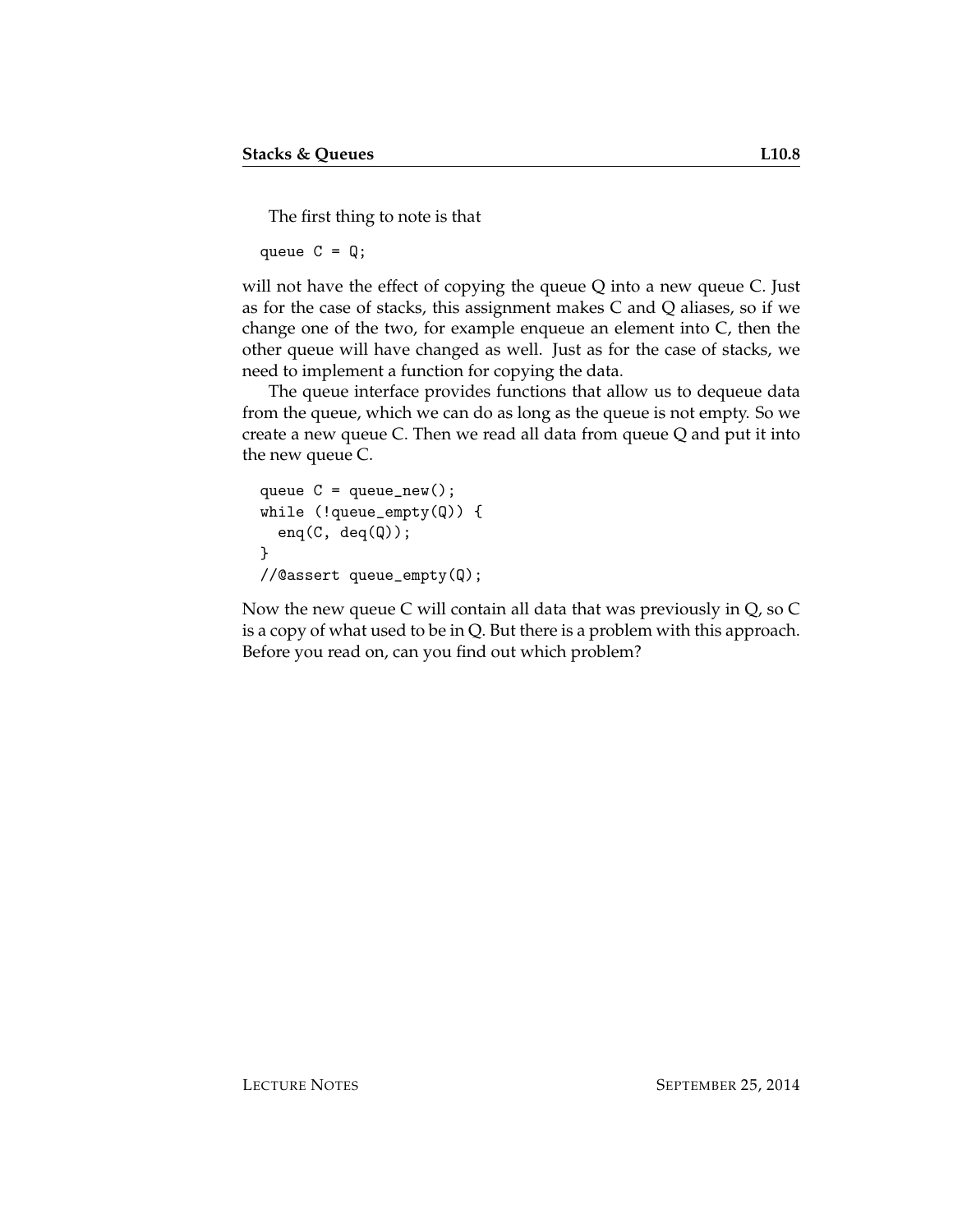The first thing to note is that

```
queue C = Q;
```

will not have the effect of copying the queue Q into a new queue C. Just as for the case of stacks, this assignment makes C and Q aliases, so if we change one of the two, for example enqueue an element into C, then the other queue will have changed as well. Just as for the case of stacks, we need to implement a function for copying the data.

The queue interface provides functions that allow us to dequeue data from the queue, which we can do as long as the queue is not empty. So we create a new queue C. Then we read all data from queue Q and put it into the new queue C.

```
queue C = queue_new();
while (!queue_empty(Q)) {
  enq(C, deq(Q));
}
//@assert queue_empty(Q);
```

Now the new queue C will contain all data that was previously in Q, so C is a copy of what used to be in Q. But there is a problem with this approach. Before you read on, can you find out which problem?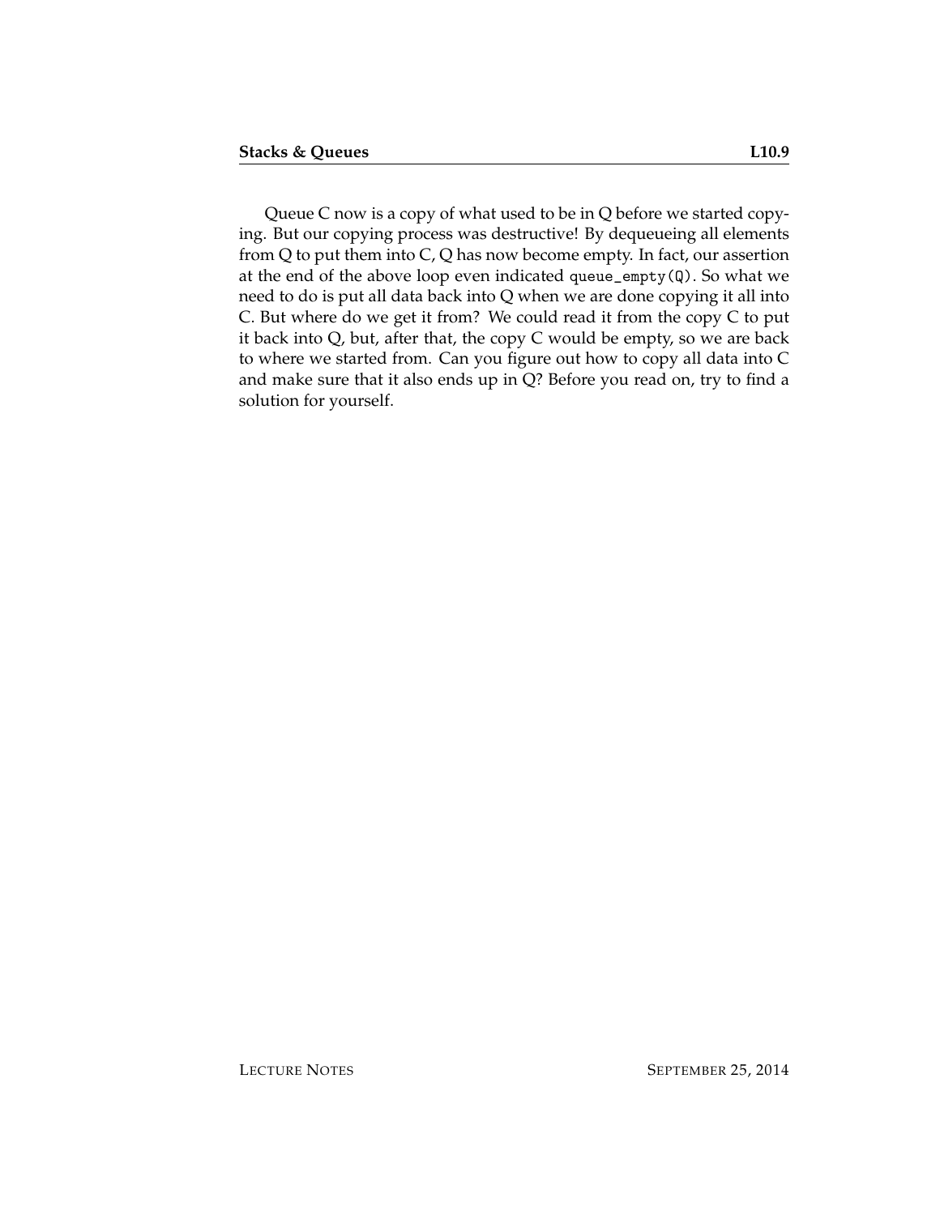Queue C now is a copy of what used to be in Q before we started copying. But our copying process was destructive! By dequeueing all elements from Q to put them into C, Q has now become empty. In fact, our assertion at the end of the above loop even indicated `queue_empty(Q)`. So what we need to do is put all data back into Q when we are done copying it all into C. But where do we get it from? We could read it from the copy C to put it back into Q, but, after that, the copy C would be empty, so we are back to where we started from. Can you figure out how to copy all data into C and make sure that it also ends up in Q? Before you read on, try to find a solution for yourself.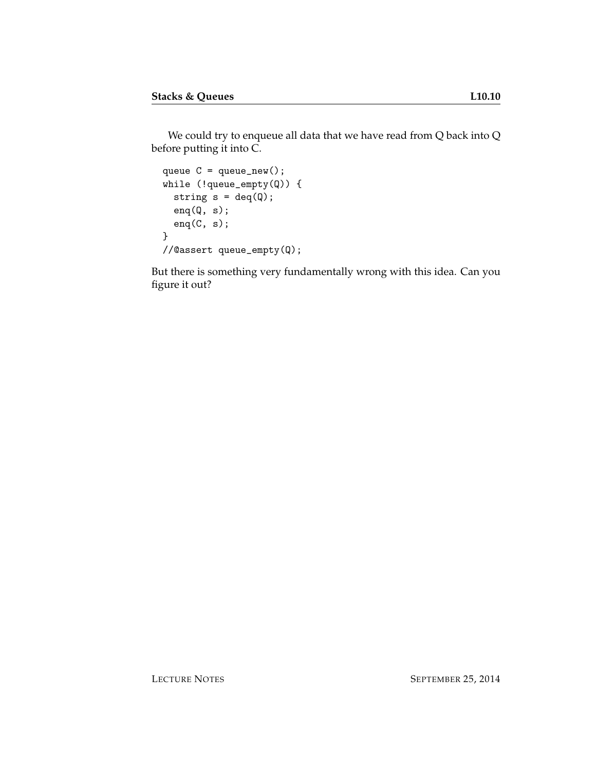We could try to enqueue all data that we have read from Q back into Q before putting it into C.

```
queue C = queue_new();
while (!queue_empty(Q)) {
  string s = deq(Q);
  enq(Q, s);
  enq(C, s);
}
//@assert queue_empty(Q);
```

But there is something very fundamentally wrong with this idea. Can you figure it out?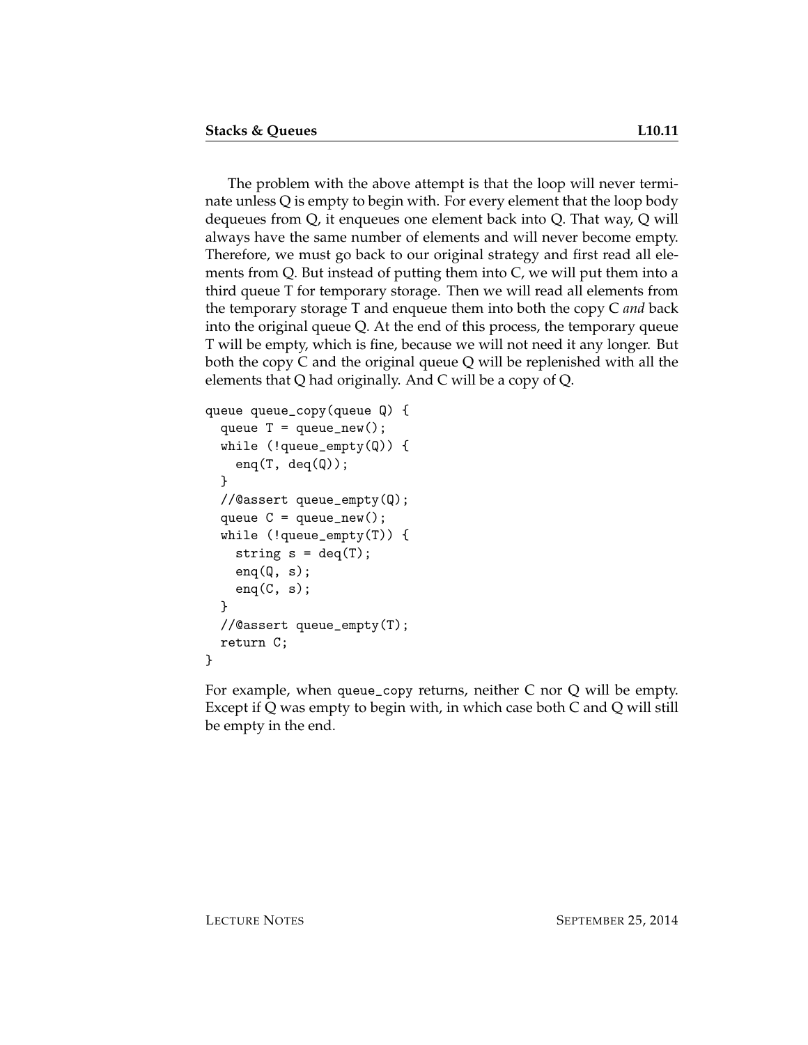The problem with the above attempt is that the loop will never terminate unless Q is empty to begin with. For every element that the loop body dequeues from Q, it enqueues one element back into Q. That way, Q will always have the same number of elements and will never become empty. Therefore, we must go back to our original strategy and first read all elements from Q. But instead of putting them into C, we will put them into a third queue T for temporary storage. Then we will read all elements from the temporary storage T and enqueue them into both the copy C *and* back into the original queue Q. At the end of this process, the temporary queue T will be empty, which is fine, because we will not need it any longer. But both the copy C and the original queue Q will be replenished with all the elements that Q had originally. And C will be a copy of Q.

```
queue queue_copy(queue Q) {
  queue T = queue_new();
  while (!queue_empty(Q)) {
    enq(T, deq(Q));
  }
  //@assert queue_empty(Q);
  queue C = queue_new();
  while (!queue_empty(T)) {
    string s = deq(T);
    enq(Q, s);
    enq(C, s);
  }
  //@assert queue_empty(T);
  return C;
}
```

For example, when `queue_copy` returns, neither C nor Q will be empty. Except if Q was empty to begin with, in which case both C and Q will still be empty in the end.